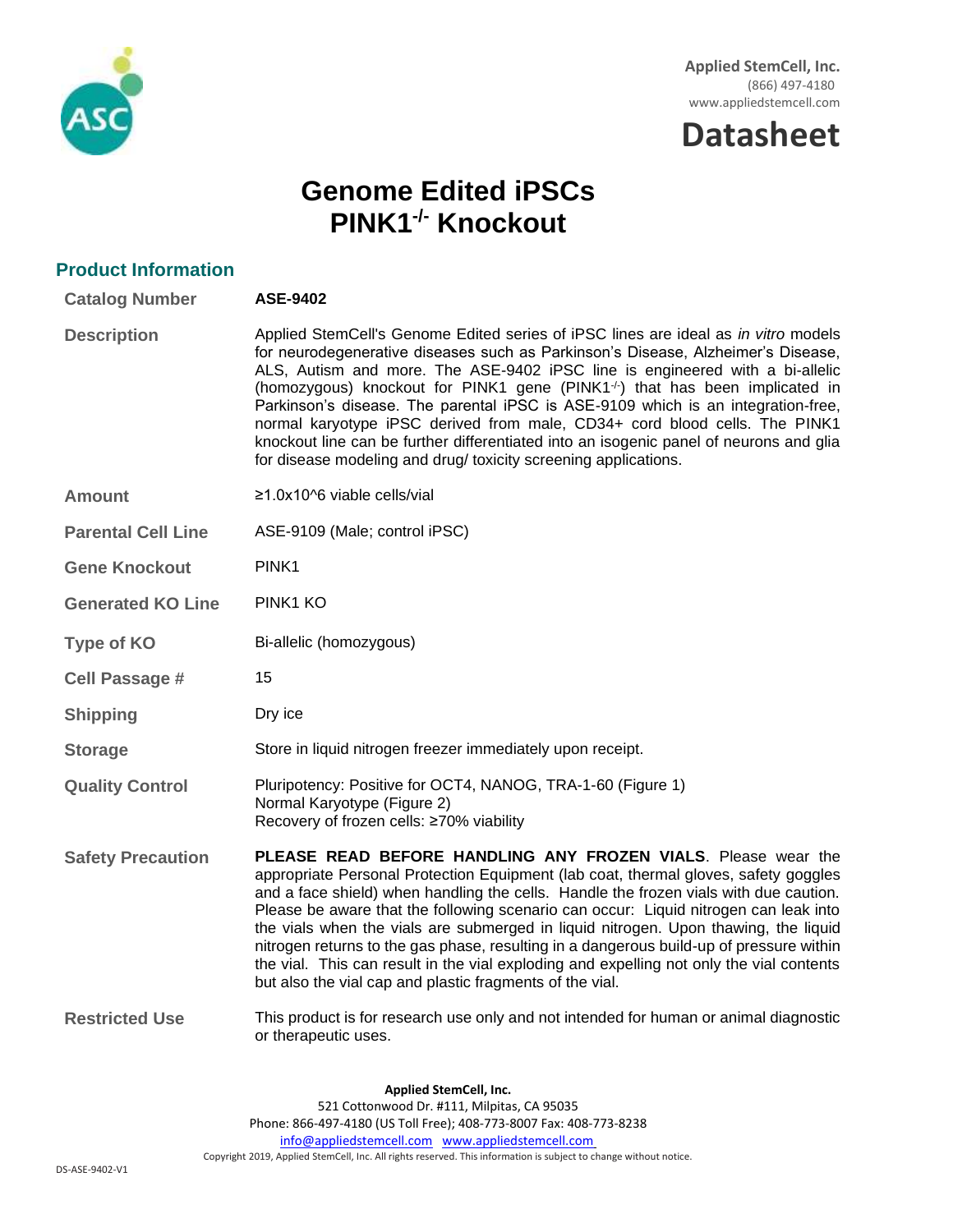Applied StemCell, Inc.
(866) 497-4180
www.appliedstemcell.com

**Datasheet**

# Genome Edited iPSCs
# PINK1$^{-/-}$ Knockout

## Product Information

| | |
|---|---|
| **Catalog Number** | **ASE-9402** |
| **Description** | Applied StemCell's Genome Edited series of iPSC lines are ideal as *in vitro* models for neurodegenerative diseases such as Parkinson's Disease, Alzheimer's Disease, ALS, Autism and more. The ASE-9402 iPSC line is engineered with a bi-allelic (homozygous) knockout for PINK1 gene (PINK1$^{-/-}$) that has been implicated in Parkinson's disease. The parental iPSC is ASE-9109 which is an integration-free, normal karyotype iPSC derived from male, CD34+ cord blood cells. The PINK1 knockout line can be further differentiated into an isogenic panel of neurons and glia for disease modeling and drug/ toxicity screening applications. |
| **Amount** | ≥1.0x10^6 viable cells/vial |
| **Parental Cell Line** | ASE-9109 (Male; control iPSC) |
| **Gene Knockout** | PINK1 |
| **Generated KO Line** | PINK1 KO |
| **Type of KO** | Bi-allelic (homozygous) |
| **Cell Passage #** | 15 |
| **Shipping** | Dry ice |
| **Storage** | Store in liquid nitrogen freezer immediately upon receipt. |
| **Quality Control** | Pluripotency: Positive for OCT4, NANOG, TRA-1-60 (Figure 1)<br>Normal Karyotype (Figure 2)<br>Recovery of frozen cells: ≥70% viability |
| **Safety Precaution** | **PLEASE READ BEFORE HANDLING ANY FROZEN VIALS**. Please wear the appropriate Personal Protection Equipment (lab coat, thermal gloves, safety goggles and a face shield) when handling the cells. Handle the frozen vials with due caution. Please be aware that the following scenario can occur: Liquid nitrogen can leak into the vials when the vials are submerged in liquid nitrogen. Upon thawing, the liquid nitrogen returns to the gas phase, resulting in a dangerous build-up of pressure within the vial. This can result in the vial exploding and expelling not only the vial contents but also the vial cap and plastic fragments of the vial. |
| **Restricted Use** | This product is for research use only and not intended for human or animal diagnostic or therapeutic uses. |

**Applied StemCell, Inc.**
521 Cottonwood Dr. #111, Milpitas, CA 95035
Phone: 866-497-4180 (US Toll Free); 408-773-8007 Fax: 408-773-8238
info@appliedstemcell.com www.appliedstemcell.com
Copyright 2019, Applied StemCell, Inc. All rights reserved. This information is subject to change without notice.

DS-ASE-9402-V1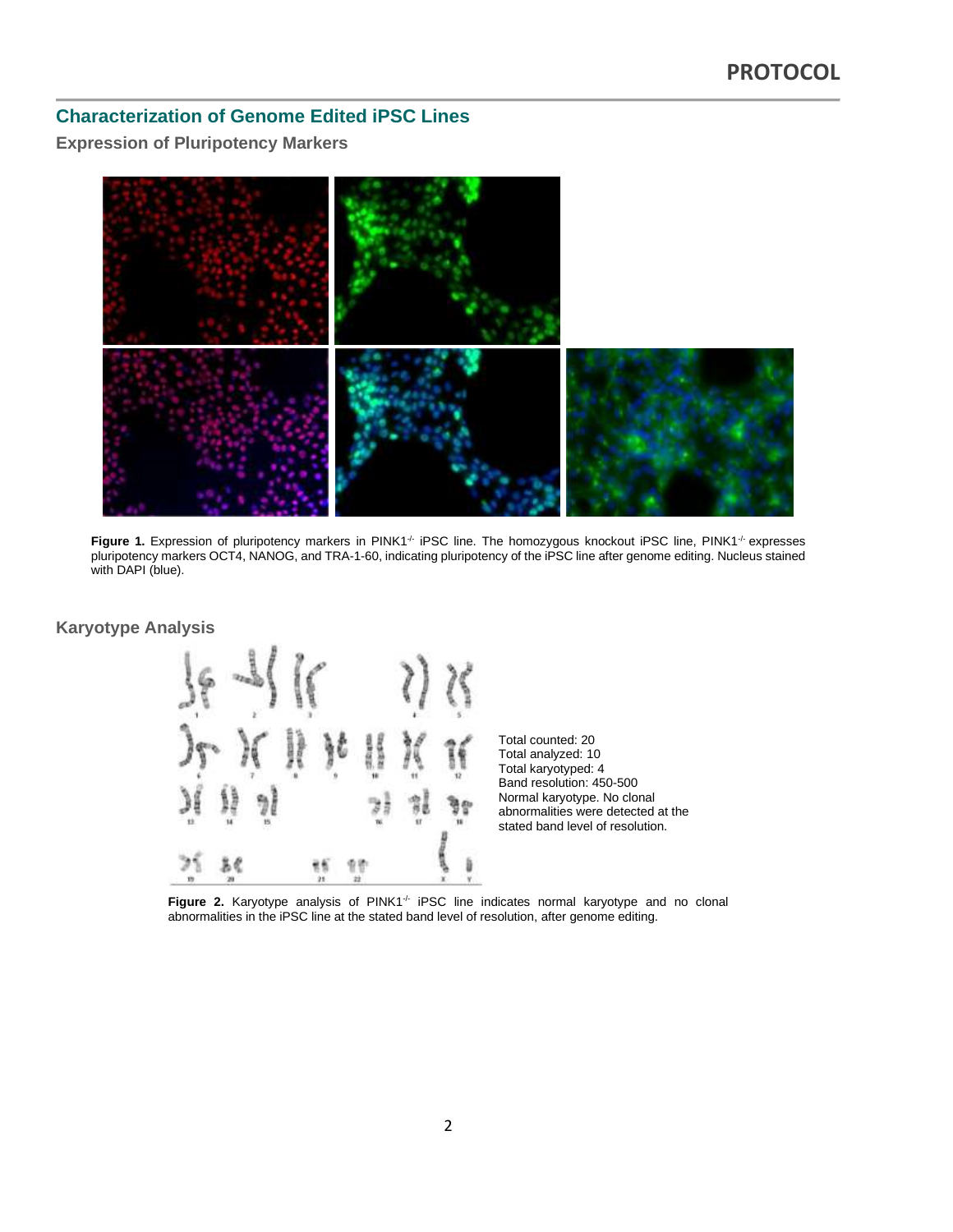## Characterization of Genome Edited iPSC Lines

### Expression of Pluripotency Markers

**Figure 1.** Expression of pluripotency markers in PINK1$^{-/-}$ iPSC line. The homozygous knockout iPSC line, PINK1$^{-/-}$ expresses pluripotency markers OCT4, NANOG, and TRA-1-60, indicating pluripotency of the iPSC line after genome editing. Nucleus stained with DAPI (blue).

### Karyotype Analysis

Total counted: 20
Total analyzed: 10
Total karyotyped: 4
Band resolution: 450-500
Normal karyotype. No clonal abnormalities were detected at the stated band level of resolution.

**Figure 2.** Karyotype analysis of PINK1$^{-/-}$ iPSC line indicates normal karyotype and no clonal abnormalities in the iPSC line at the stated band level of resolution, after genome editing.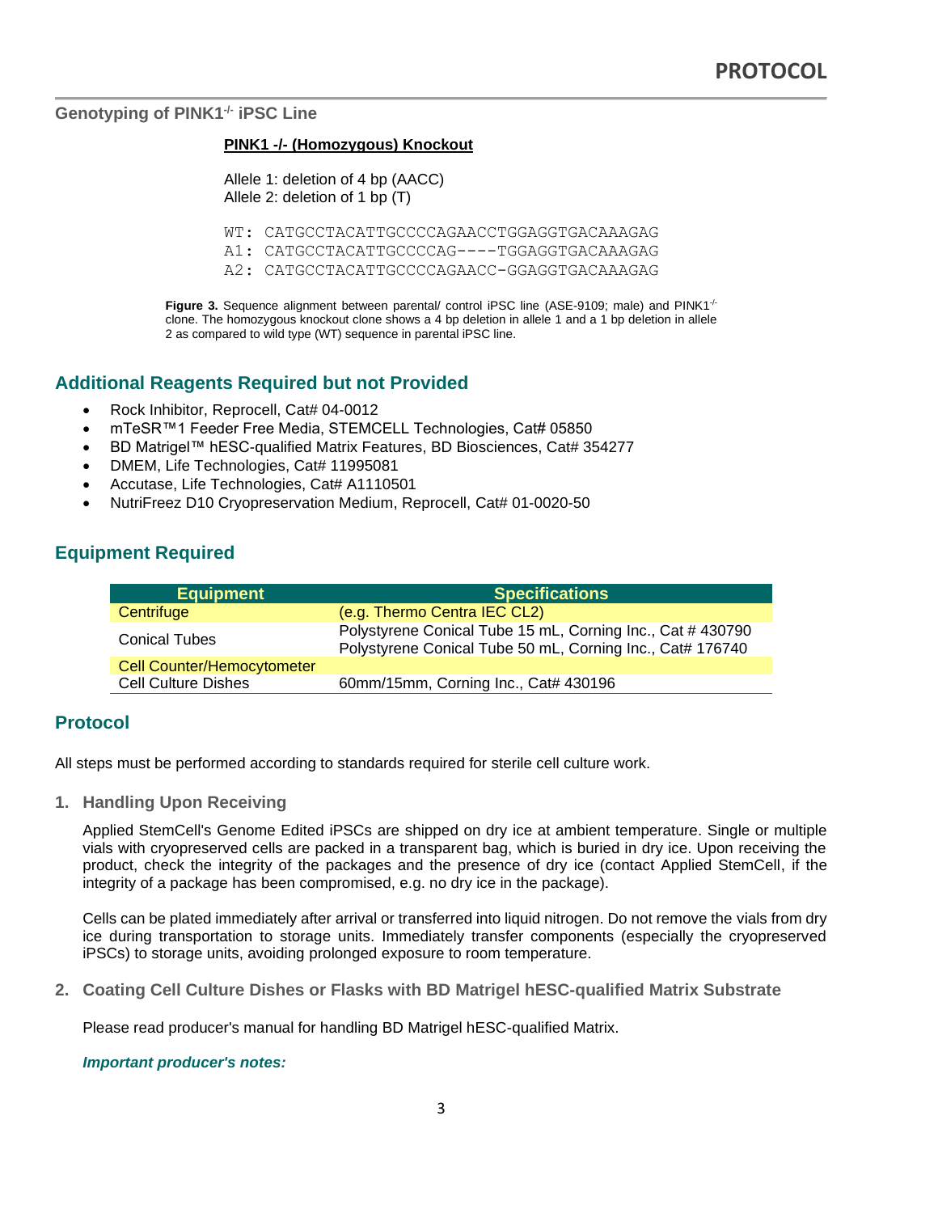## Genotyping of PINK1$^{-/-}$ iPSC Line

**PINK1 -/- (Homozygous) Knockout**

Allele 1: deletion of 4 bp (AACC)
Allele 2: deletion of 1 bp (T)

```
WT: CATGCCTACATTGCCCCAGAACCTGGAGGTGACAAAGAG
A1: CATGCCTACATTGCCCCAG----TGGAGGTGACAAAGAG
A2: CATGCCTACATTGCCCCAGAACC-GGAGGTGACAAAGAG
```

**Figure 3.** Sequence alignment between parental/ control iPSC line (ASE-9109; male) and PINK1$^{-/-}$ clone. The homozygous knockout clone shows a 4 bp deletion in allele 1 and a 1 bp deletion in allele 2 as compared to wild type (WT) sequence in parental iPSC line.

## Additional Reagents Required but not Provided

- Rock Inhibitor, Reprocell, Cat# 04-0012
- mTeSR™1 Feeder Free Media, STEMCELL Technologies, Cat# 05850
- BD Matrigel™ hESC-qualified Matrix Features, BD Biosciences, Cat# 354277
- DMEM, Life Technologies, Cat# 11995081
- Accutase, Life Technologies, Cat# A1110501
- NutriFreez D10 Cryopreservation Medium, Reprocell, Cat# 01-0020-50

## Equipment Required

| Equipment | Specifications |
|---|---|
| Centrifuge | (e.g. Thermo Centra IEC CL2) |
| Conical Tubes | Polystyrene Conical Tube 15 mL, Corning Inc., Cat # 430790<br>Polystyrene Conical Tube 50 mL, Corning Inc., Cat# 176740 |
| Cell Counter/Hemocytometer | |
| Cell Culture Dishes | 60mm/15mm, Corning Inc., Cat# 430196 |

## Protocol

All steps must be performed according to standards required for sterile cell culture work.

### 1. Handling Upon Receiving

Applied StemCell's Genome Edited iPSCs are shipped on dry ice at ambient temperature. Single or multiple vials with cryopreserved cells are packed in a transparent bag, which is buried in dry ice. Upon receiving the product, check the integrity of the packages and the presence of dry ice (contact Applied StemCell, if the integrity of a package has been compromised, e.g. no dry ice in the package).

Cells can be plated immediately after arrival or transferred into liquid nitrogen. Do not remove the vials from dry ice during transportation to storage units. Immediately transfer components (especially the cryopreserved iPSCs) to storage units, avoiding prolonged exposure to room temperature.

### 2. Coating Cell Culture Dishes or Flasks with BD Matrigel hESC-qualified Matrix Substrate

Please read producer's manual for handling BD Matrigel hESC-qualified Matrix.

***Important producer's notes:***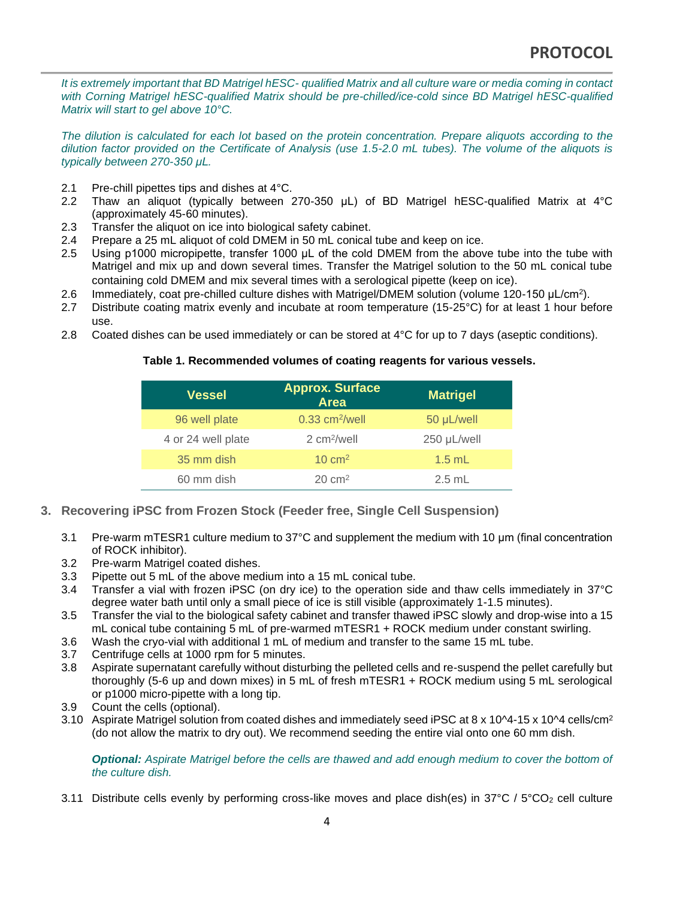*It is extremely important that BD Matrigel hESC- qualified Matrix and all culture ware or media coming in contact with Corning Matrigel hESC-qualified Matrix should be pre-chilled/ice-cold since BD Matrigel hESC-qualified Matrix will start to gel above 10°C.*

*The dilution is calculated for each lot based on the protein concentration. Prepare aliquots according to the dilution factor provided on the Certificate of Analysis (use 1.5-2.0 mL tubes). The volume of the aliquots is typically between 270-350 µL.*

2.1 Pre-chill pipettes tips and dishes at 4°C.
2.2 Thaw an aliquot (typically between 270-350 µL) of BD Matrigel hESC-qualified Matrix at 4°C (approximately 45-60 minutes).
2.3 Transfer the aliquot on ice into biological safety cabinet.
2.4 Prepare a 25 mL aliquot of cold DMEM in 50 mL conical tube and keep on ice.
2.5 Using p1000 micropipette, transfer 1000 µL of the cold DMEM from the above tube into the tube with Matrigel and mix up and down several times. Transfer the Matrigel solution to the 50 mL conical tube containing cold DMEM and mix several times with a serological pipette (keep on ice).
2.6 Immediately, coat pre-chilled culture dishes with Matrigel/DMEM solution (volume 120-150 µL/cm$^2$).
2.7 Distribute coating matrix evenly and incubate at room temperature (15-25°C) for at least 1 hour before use.
2.8 Coated dishes can be used immediately or can be stored at 4°C for up to 7 days (aseptic conditions).

**Table 1. Recommended volumes of coating reagents for various vessels.**

| Vessel | Approx. Surface Area | Matrigel |
|---|---|---|
| 96 well plate | 0.33 cm$^2$/well | 50 µL/well |
| 4 or 24 well plate | 2 cm$^2$/well | 250 µL/well |
| 35 mm dish | 10 cm$^2$ | 1.5 mL |
| 60 mm dish | 20 cm$^2$ | 2.5 mL |

## 3. Recovering iPSC from Frozen Stock (Feeder free, Single Cell Suspension)

3.1 Pre-warm mTESR1 culture medium to 37°C and supplement the medium with 10 µm (final concentration of ROCK inhibitor).
3.2 Pre-warm Matrigel coated dishes.
3.3 Pipette out 5 mL of the above medium into a 15 mL conical tube.
3.4 Transfer a vial with frozen iPSC (on dry ice) to the operation side and thaw cells immediately in 37°C degree water bath until only a small piece of ice is still visible (approximately 1-1.5 minutes).
3.5 Transfer the vial to the biological safety cabinet and transfer thawed iPSC slowly and drop-wise into a 15 mL conical tube containing 5 mL of pre-warmed mTESR1 + ROCK medium under constant swirling.
3.6 Wash the cryo-vial with additional 1 mL of medium and transfer to the same 15 mL tube.
3.7 Centrifuge cells at 1000 rpm for 5 minutes.
3.8 Aspirate supernatant carefully without disturbing the pelleted cells and re-suspend the pellet carefully but thoroughly (5-6 up and down mixes) in 5 mL of fresh mTESR1 + ROCK medium using 5 mL serological or p1000 micro-pipette with a long tip.
3.9 Count the cells (optional).
3.10 Aspirate Matrigel solution from coated dishes and immediately seed iPSC at 8 x 10^4-15 x 10^4 cells/cm$^2$ (do not allow the matrix to dry out). We recommend seeding the entire vial onto one 60 mm dish.

***Optional:*** *Aspirate Matrigel before the cells are thawed and add enough medium to cover the bottom of the culture dish.*

3.11 Distribute cells evenly by performing cross-like moves and place dish(es) in 37°C / 5°$CO_2$ cell culture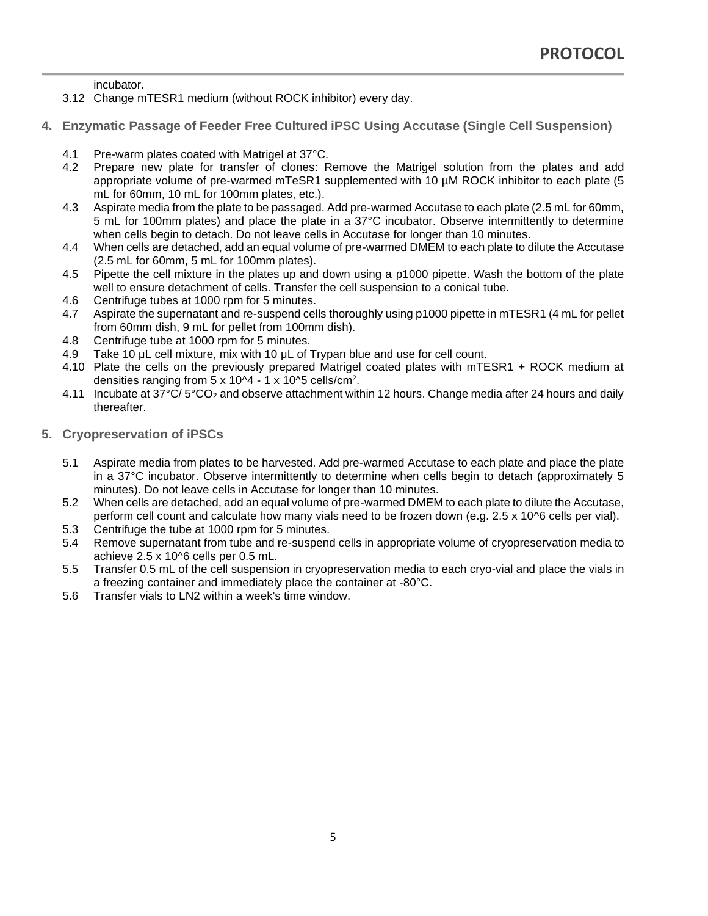incubator.

3.12 Change mTESR1 medium (without ROCK inhibitor) every day.

## 4. Enzymatic Passage of Feeder Free Cultured iPSC Using Accutase (Single Cell Suspension)

4.1 Pre-warm plates coated with Matrigel at 37°C.

4.2 Prepare new plate for transfer of clones: Remove the Matrigel solution from the plates and add appropriate volume of pre-warmed mTeSR1 supplemented with 10 µM ROCK inhibitor to each plate (5 mL for 60mm, 10 mL for 100mm plates, etc.).

4.3 Aspirate media from the plate to be passaged. Add pre-warmed Accutase to each plate (2.5 mL for 60mm, 5 mL for 100mm plates) and place the plate in a 37°C incubator. Observe intermittently to determine when cells begin to detach. Do not leave cells in Accutase for longer than 10 minutes.

4.4 When cells are detached, add an equal volume of pre-warmed DMEM to each plate to dilute the Accutase (2.5 mL for 60mm, 5 mL for 100mm plates).

4.5 Pipette the cell mixture in the plates up and down using a p1000 pipette. Wash the bottom of the plate well to ensure detachment of cells. Transfer the cell suspension to a conical tube.

4.6 Centrifuge tubes at 1000 rpm for 5 minutes.

4.7 Aspirate the supernatant and re-suspend cells thoroughly using p1000 pipette in mTESR1 (4 mL for pellet from 60mm dish, 9 mL for pellet from 100mm dish).

4.8 Centrifuge tube at 1000 rpm for 5 minutes.

4.9 Take 10 µL cell mixture, mix with 10 µL of Trypan blue and use for cell count.

4.10 Plate the cells on the previously prepared Matrigel coated plates with mTESR1 + ROCK medium at densities ranging from 5 x 10^4 - 1 x 10^5 cells/cm$^2$.

4.11 Incubate at 37°C/ 5°$CO_2$ and observe attachment within 12 hours. Change media after 24 hours and daily thereafter.

## 5. Cryopreservation of iPSCs

5.1 Aspirate media from plates to be harvested. Add pre-warmed Accutase to each plate and place the plate in a 37°C incubator. Observe intermittently to determine when cells begin to detach (approximately 5 minutes). Do not leave cells in Accutase for longer than 10 minutes.

5.2 When cells are detached, add an equal volume of pre-warmed DMEM to each plate to dilute the Accutase, perform cell count and calculate how many vials need to be frozen down (e.g. 2.5 x 10^6 cells per vial).

5.3 Centrifuge the tube at 1000 rpm for 5 minutes.

5.4 Remove supernatant from tube and re-suspend cells in appropriate volume of cryopreservation media to achieve 2.5 x 10^6 cells per 0.5 mL.

5.5 Transfer 0.5 mL of the cell suspension in cryopreservation media to each cryo-vial and place the vials in a freezing container and immediately place the container at -80°C.

5.6 Transfer vials to LN2 within a week's time window.